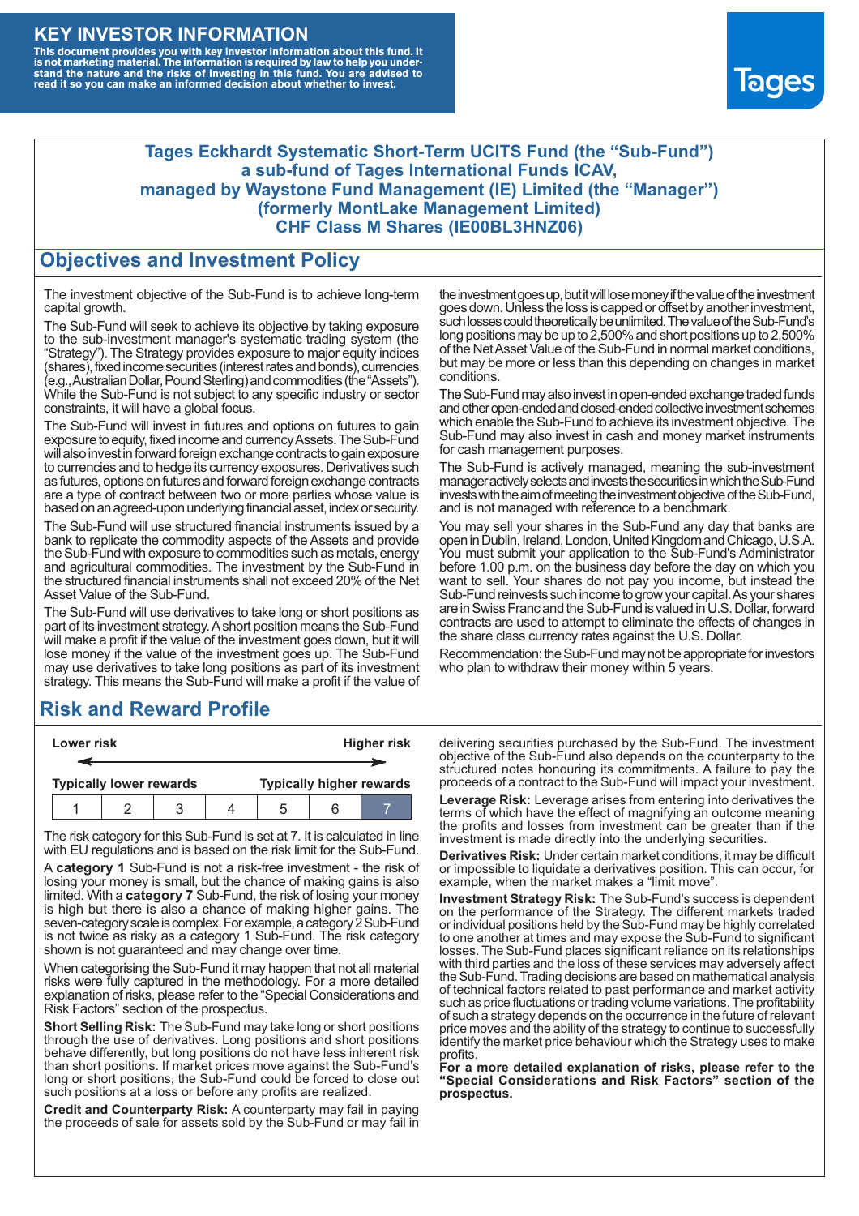# KEY INVESTOR INFORMATION

**This document provides you with key investor information about this fund. It is not marketing material. The information is required by law to help you understand the nature and the risks of investing in this fund. You are advised to read it so you can make an informed decision about whether to invest.**

Tages

## Tages Eckhardt Systematic Short-Term UCITS Fund (the "Sub-Fund") a sub-fund of Tages International Funds ICAV, managed by Waystone Fund Management (IE) Limited (the "Manager") (formerly MontLake Management Limited) CHF Class M Shares (IE00BL3HNZ06)

## Objectives and Investment Policy

The investment objective of the Sub-Fund is to achieve long-term capital growth.

The Sub-Fund will seek to achieve its objective by taking exposure to the sub-investment manager's systematic trading system (the "Strategy"). The Strategy provides exposure to major equity indices (shares), fixed income securities (interest rates and bonds), currencies (e.g., Australian Dollar, Pound Sterling) and commodities (the "Assets"). While the Sub-Fund is not subject to any specific industry or sector constraints, it will have a global focus.

The Sub-Fund will invest in futures and options on futures to gain exposure to equity, fixed income and currency Assets. The Sub-Fund will also invest in forward foreign exchange contracts to gain exposure to currencies and to hedge its currency exposures. Derivatives such as futures, options on futures and forward foreign exchange contracts are a type of contract between two or more parties whose value is based on an agreed-upon underlying financial asset, index or security.

The Sub-Fund will use structured financial instruments issued by a bank to replicate the commodity aspects of the Assets and provide the Sub-Fund with exposure to commodities such as metals, energy and agricultural commodities. The investment by the Sub-Fund in the structured financial instruments shall not exceed 20% of the Net Asset Value of the Sub-Fund.

The Sub-Fund will use derivatives to take long or short positions as part of its investment strategy. A short position means the Sub-Fund will make a profit if the value of the investment goes down, but it will lose money if the value of the investment goes up. The Sub-Fund may use derivatives to take long positions as part of its investment strategy. This means the Sub-Fund will make a profit if the value of the investment goes up, but it will lose money if the value of the investment goes down. Unless the loss is capped or offset by another investment, such losses could theoretically be unlimited. The value of the Sub-Fund's long positions may be up to 2,500% and short positions up to 2,500% of the Net Asset Value of the Sub-Fund in normal market conditions, but may be more or less than this depending on changes in market conditions.

The Sub-Fund may also invest in open-ended exchange traded funds and other open-ended and closed-ended collective investment schemes which enable the Sub-Fund to achieve its investment objective. The Sub-Fund may also invest in cash and money market instruments for cash management purposes.

The Sub-Fund is actively managed, meaning the sub-investment manager actively selects and invests the securities in which the Sub-Fund invests with the aim of meeting the investment objective of the Sub-Fund, and is not managed with reference to a benchmark.

You may sell your shares in the Sub-Fund any day that banks are open in Dublin, Ireland, London, United Kingdom and Chicago, U.S.A. You must submit your application to the Sub-Fund's Administrator before 1.00 p.m. on the business day before the day on which you want to sell. Your shares do not pay you income, but instead the Sub-Fund reinvests such income to grow your capital. As your shares are in Swiss Franc and the Sub-Fund is valued in U.S. Dollar, forward contracts are used to attempt to eliminate the effects of changes in the share class currency rates against the U.S. Dollar.

Recommendation: the Sub-Fund may not be appropriate for investors who plan to withdraw their money within 5 years.

## Risk and Reward Profile

| Lower risk | | | | | | Higher risk |
|---|---|---|---|---|---|---|
| Typically lower rewards | | | | | | Typically higher rewards |
| 1 | 2 | 3 | 4 | 5 | 6 | **7** |

The risk category for this Sub-Fund is set at 7. It is calculated in line with EU regulations and is based on the risk limit for the Sub-Fund.

A **category 1** Sub-Fund is not a risk-free investment - the risk of losing your money is small, but the chance of making gains is also limited. With a **category 7** Sub-Fund, the risk of losing your money is high but there is also a chance of making higher gains. The seven-category scale is complex. For example, a category 2 Sub-Fund is not twice as risky as a category 1 Sub-Fund. The risk category shown is not guaranteed and may change over time.

When categorising the Sub-Fund it may happen that not all material risks were fully captured in the methodology. For a more detailed explanation of risks, please refer to the "Special Considerations and Risk Factors" section of the prospectus.

**Short Selling Risk:** The Sub-Fund may take long or short positions through the use of derivatives. Long positions and short positions behave differently, but long positions do not have less inherent risk than short positions. If market prices move against the Sub-Fund's long or short positions, the Sub-Fund could be forced to close out such positions at a loss or before any profits are realized.

**Credit and Counterparty Risk:** A counterparty may fail in paying the proceeds of sale for assets sold by the Sub-Fund or may fail in delivering securities purchased by the Sub-Fund. The investment objective of the Sub-Fund also depends on the counterparty to the structured notes honouring its commitments. A failure to pay the proceeds of a contract to the Sub-Fund will impact your investment.

**Leverage Risk:** Leverage arises from entering into derivatives the terms of which have the effect of magnifying an outcome meaning the profits and losses from investment can be greater than if the investment is made directly into the underlying securities.

**Derivatives Risk:** Under certain market conditions, it may be difficult or impossible to liquidate a derivatives position. This can occur, for example, when the market makes a "limit move".

**Investment Strategy Risk:** The Sub-Fund's success is dependent on the performance of the Strategy. The different markets traded or individual positions held by the Sub-Fund may be highly correlated to one another at times and may expose the Sub-Fund to significant losses. The Sub-Fund places significant reliance on its relationships with third parties and the loss of these services may adversely affect the Sub-Fund. Trading decisions are based on mathematical analysis of technical factors related to past performance and market activity such as price fluctuations or trading volume variations. The profitability of such a strategy depends on the occurrence in the future of relevant price moves and the ability of the strategy to continue to successfully identify the market price behaviour which the Strategy uses to make profits.

**For a more detailed explanation of risks, please refer to the "Special Considerations and Risk Factors" section of the prospectus.**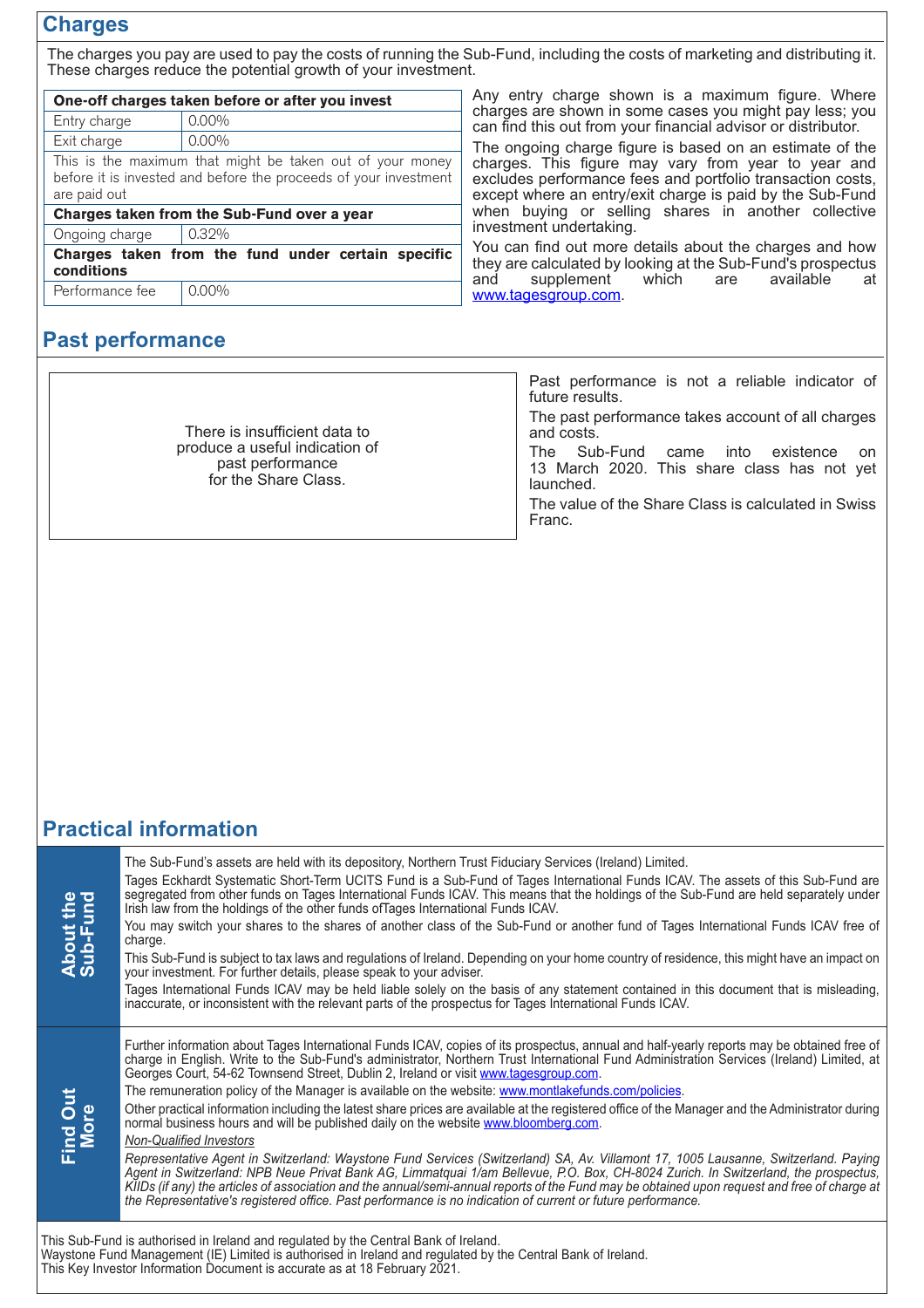## Charges

The charges you pay are used to pay the costs of running the Sub-Fund, including the costs of marketing and distributing it. These charges reduce the potential growth of your investment.

| One-off charges taken before or after you invest | |
|---|---|
| Entry charge | 0.00% |
| Exit charge | 0.00% |
| This is the maximum that might be taken out of your money before it is invested and before the proceeds of your investment are paid out | |
| **Charges taken from the Sub-Fund over a year** | |
| Ongoing charge | 0.32% |
| **Charges taken from the fund under certain specific conditions** | |
| Performance fee | 0.00% |

Any entry charge shown is a maximum figure. Where charges are shown in some cases you might pay less; you can find this out from your financial advisor or distributor.

The ongoing charge figure is based on an estimate of the charges. This figure may vary from year to year and excludes performance fees and portfolio transaction costs, except where an entry/exit charge is paid by the Sub-Fund when buying or selling shares in another collective investment undertaking.

You can find out more details about the charges and how they are calculated by looking at the Sub-Fund's prospectus and supplement which are available at www.tagesgroup.com.

## Past performance

There is insufficient data to produce a useful indication of past performance for the Share Class.

Past performance is not a reliable indicator of future results.

The past performance takes account of all charges and costs.

The Sub-Fund came into existence on 13 March 2020. This share class has not yet launched.

The value of the Share Class is calculated in Swiss Franc.

## Practical information

### About the Sub-Fund

The Sub-Fund's assets are held with its depository, Northern Trust Fiduciary Services (Ireland) Limited.

Tages Eckhardt Systematic Short-Term UCITS Fund is a Sub-Fund of Tages International Funds ICAV. The assets of this Sub-Fund are segregated from other funds on Tages International Funds ICAV. This means that the holdings of the Sub-Fund are held separately under Irish law from the holdings of the other funds ofTages International Funds ICAV.

You may switch your shares to the shares of another class of the Sub-Fund or another fund of Tages International Funds ICAV free of charge.

This Sub-Fund is subject to tax laws and regulations of Ireland. Depending on your home country of residence, this might have an impact on your investment. For further details, please speak to your adviser.

Tages International Funds ICAV may be held liable solely on the basis of any statement contained in this document that is misleading, inaccurate, or inconsistent with the relevant parts of the prospectus for Tages International Funds ICAV.

### Find Out More

Further information about Tages International Funds ICAV, copies of its prospectus, annual and half-yearly reports may be obtained free of charge in English. Write to the Sub-Fund's administrator, Northern Trust International Fund Administration Services (Ireland) Limited, at Georges Court, 54-62 Townsend Street, Dublin 2, Ireland or visit www.tagesgroup.com.

The remuneration policy of the Manager is available on the website: www.montlakefunds.com/policies.

Other practical information including the latest share prices are available at the registered office of the Manager and the Administrator during normal business hours and will be published daily on the website www.bloomberg.com.

*Non-Qualified Investors*

*Representative Agent in Switzerland: Waystone Fund Services (Switzerland) SA, Av. Villamont 17, 1005 Lausanne, Switzerland. Paying Agent in Switzerland: NPB Neue Privat Bank AG, Limmatquai 1/am Bellevue, P.O. Box, CH-8024 Zurich. In Switzerland, the prospectus, KIIDs (if any) the articles of association and the annual/semi-annual reports of the Fund may be obtained upon request and free of charge at the Representative's registered office. Past performance is no indication of current or future performance.*

This Sub-Fund is authorised in Ireland and regulated by the Central Bank of Ireland.
Waystone Fund Management (IE) Limited is authorised in Ireland and regulated by the Central Bank of Ireland.
This Key Investor Information Document is accurate as at 18 February 2021.